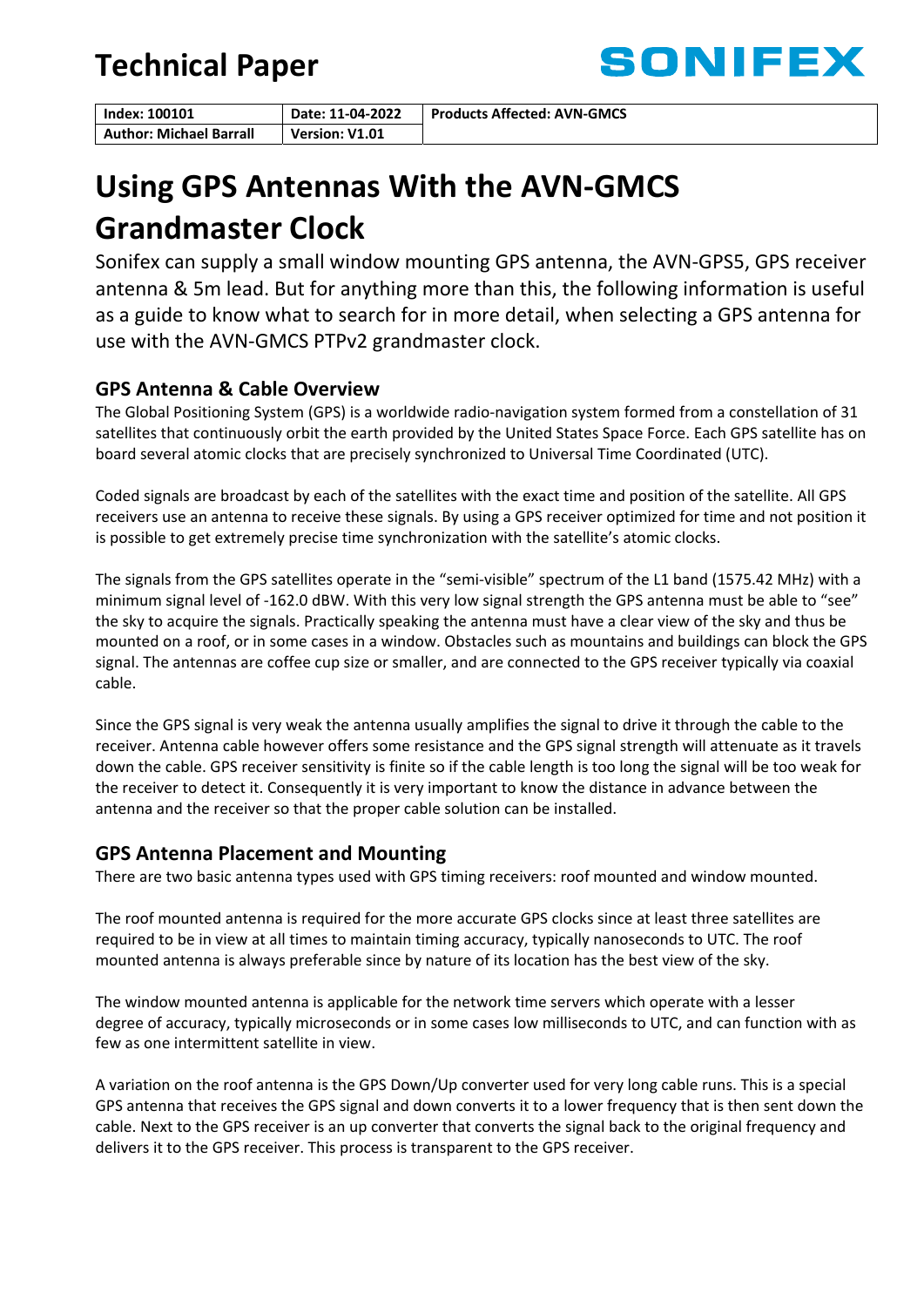# Technical Paper

SONIFEX

| Index: 100101 | Date: 11-04-2022 | Products Affected: AVN-GMCS |
|---|---|---|
| Author: Michael Barrall | Version: V1.01 | |

# Using GPS Antennas With the AVN-GMCS Grandmaster Clock

Sonifex can supply a small window mounting GPS antenna, the AVN-GPS5, GPS receiver antenna & 5m lead. But for anything more than this, the following information is useful as a guide to know what to search for in more detail, when selecting a GPS antenna for use with the AVN-GMCS PTPv2 grandmaster clock.

## GPS Antenna & Cable Overview

The Global Positioning System (GPS) is a worldwide radio-navigation system formed from a constellation of 31 satellites that continuously orbit the earth provided by the United States Space Force. Each GPS satellite has on board several atomic clocks that are precisely synchronized to Universal Time Coordinated (UTC).

Coded signals are broadcast by each of the satellites with the exact time and position of the satellite. All GPS receivers use an antenna to receive these signals. By using a GPS receiver optimized for time and not position it is possible to get extremely precise time synchronization with the satellite's atomic clocks.

The signals from the GPS satellites operate in the "semi-visible" spectrum of the L1 band (1575.42 MHz) with a minimum signal level of -162.0 dBW. With this very low signal strength the GPS antenna must be able to "see" the sky to acquire the signals. Practically speaking the antenna must have a clear view of the sky and thus be mounted on a roof, or in some cases in a window. Obstacles such as mountains and buildings can block the GPS signal. The antennas are coffee cup size or smaller, and are connected to the GPS receiver typically via coaxial cable.

Since the GPS signal is very weak the antenna usually amplifies the signal to drive it through the cable to the receiver. Antenna cable however offers some resistance and the GPS signal strength will attenuate as it travels down the cable. GPS receiver sensitivity is finite so if the cable length is too long the signal will be too weak for the receiver to detect it. Consequently it is very important to know the distance in advance between the antenna and the receiver so that the proper cable solution can be installed.

## GPS Antenna Placement and Mounting

There are two basic antenna types used with GPS timing receivers: roof mounted and window mounted.

The roof mounted antenna is required for the more accurate GPS clocks since at least three satellites are required to be in view at all times to maintain timing accuracy, typically nanoseconds to UTC. The roof mounted antenna is always preferable since by nature of its location has the best view of the sky.

The window mounted antenna is applicable for the network time servers which operate with a lesser degree of accuracy, typically microseconds or in some cases low milliseconds to UTC, and can function with as few as one intermittent satellite in view.

A variation on the roof antenna is the GPS Down/Up converter used for very long cable runs. This is a special GPS antenna that receives the GPS signal and down converts it to a lower frequency that is then sent down the cable. Next to the GPS receiver is an up converter that converts the signal back to the original frequency and delivers it to the GPS receiver. This process is transparent to the GPS receiver.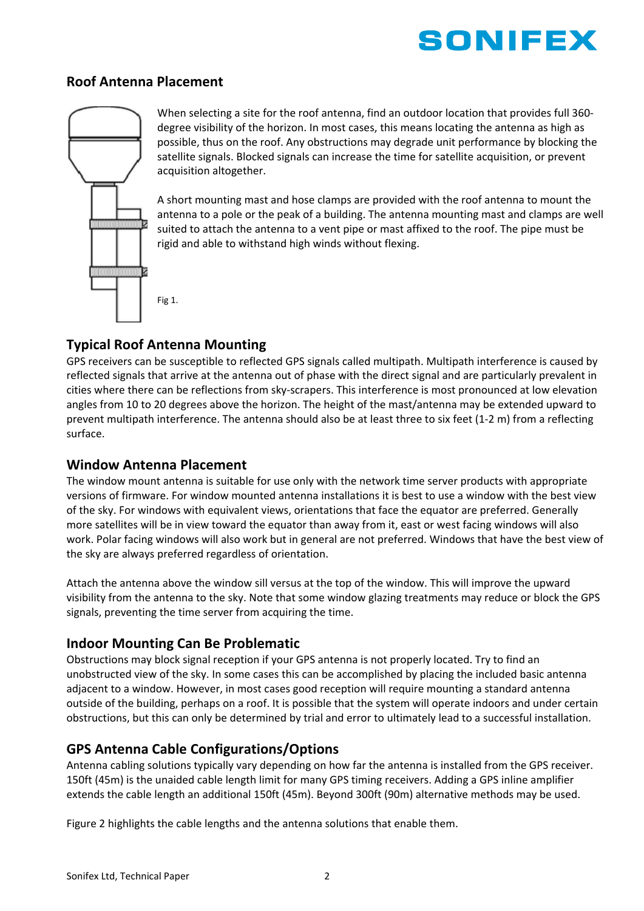## Roof Antenna Placement

When selecting a site for the roof antenna, find an outdoor location that provides full 360-degree visibility of the horizon. In most cases, this means locating the antenna as high as possible, thus on the roof. Any obstructions may degrade unit performance by blocking the satellite signals. Blocked signals can increase the time for satellite acquisition, or prevent acquisition altogether.

A short mounting mast and hose clamps are provided with the roof antenna to mount the antenna to a pole or the peak of a building. The antenna mounting mast and clamps are well suited to attach the antenna to a vent pipe or mast affixed to the roof. The pipe must be rigid and able to withstand high winds without flexing.

Fig 1.

## Typical Roof Antenna Mounting

GPS receivers can be susceptible to reflected GPS signals called multipath. Multipath interference is caused by reflected signals that arrive at the antenna out of phase with the direct signal and are particularly prevalent in cities where there can be reflections from sky-scrapers. This interference is most pronounced at low elevation angles from 10 to 20 degrees above the horizon. The height of the mast/antenna may be extended upward to prevent multipath interference. The antenna should also be at least three to six feet (1-2 m) from a reflecting surface.

## Window Antenna Placement

The window mount antenna is suitable for use only with the network time server products with appropriate versions of firmware. For window mounted antenna installations it is best to use a window with the best view of the sky. For windows with equivalent views, orientations that face the equator are preferred. Generally more satellites will be in view toward the equator than away from it, east or west facing windows will also work. Polar facing windows will also work but in general are not preferred. Windows that have the best view of the sky are always preferred regardless of orientation.

Attach the antenna above the window sill versus at the top of the window. This will improve the upward visibility from the antenna to the sky. Note that some window glazing treatments may reduce or block the GPS signals, preventing the time server from acquiring the time.

## Indoor Mounting Can Be Problematic

Obstructions may block signal reception if your GPS antenna is not properly located. Try to find an unobstructed view of the sky. In some cases this can be accomplished by placing the included basic antenna adjacent to a window. However, in most cases good reception will require mounting a standard antenna outside of the building, perhaps on a roof. It is possible that the system will operate indoors and under certain obstructions, but this can only be determined by trial and error to ultimately lead to a successful installation.

## GPS Antenna Cable Configurations/Options

Antenna cabling solutions typically vary depending on how far the antenna is installed from the GPS receiver. 150ft (45m) is the unaided cable length limit for many GPS timing receivers. Adding a GPS inline amplifier extends the cable length an additional 150ft (45m). Beyond 300ft (90m) alternative methods may be used.

Figure 2 highlights the cable lengths and the antenna solutions that enable them.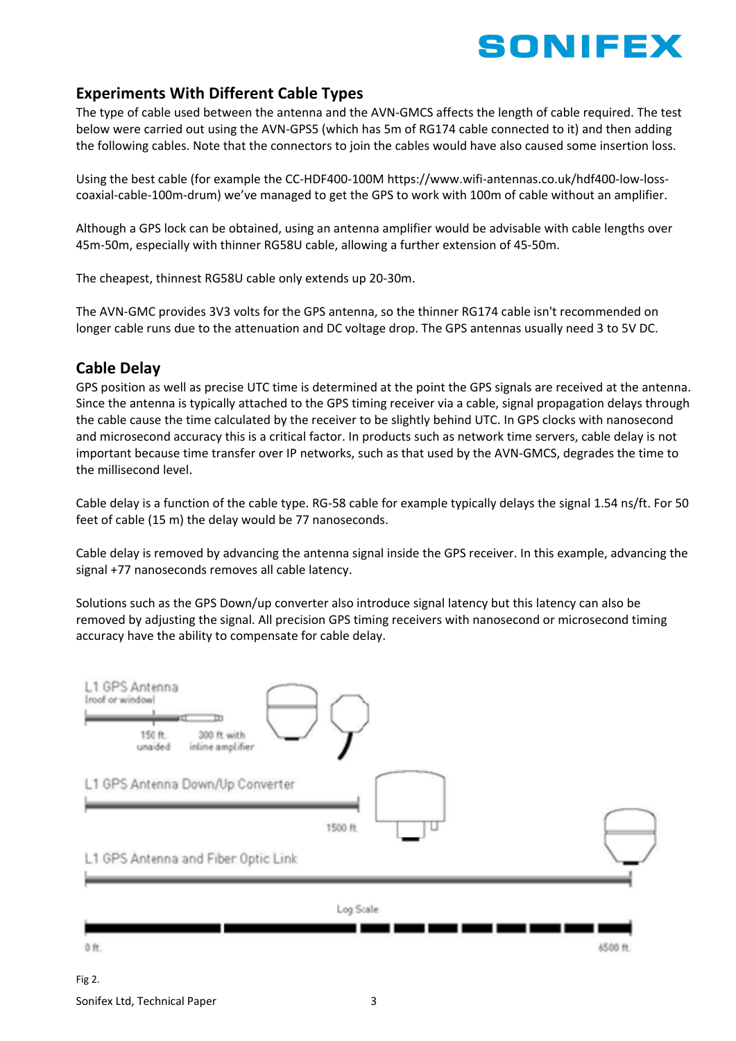## Experiments With Different Cable Types

The type of cable used between the antenna and the AVN-GMCS affects the length of cable required. The test below were carried out using the AVN-GPS5 (which has 5m of RG174 cable connected to it) and then adding the following cables. Note that the connectors to join the cables would have also caused some insertion loss.

Using the best cable (for example the CC-HDF400-100M https://www.wifi-antennas.co.uk/hdf400-low-loss-coaxial-cable-100m-drum) we've managed to get the GPS to work with 100m of cable without an amplifier.

Although a GPS lock can be obtained, using an antenna amplifier would be advisable with cable lengths over 45m-50m, especially with thinner RG58U cable, allowing a further extension of 45-50m.

The cheapest, thinnest RG58U cable only extends up 20-30m.

The AVN-GMC provides 3V3 volts for the GPS antenna, so the thinner RG174 cable isn't recommended on longer cable runs due to the attenuation and DC voltage drop. The GPS antennas usually need 3 to 5V DC.

## Cable Delay

GPS position as well as precise UTC time is determined at the point the GPS signals are received at the antenna. Since the antenna is typically attached to the GPS timing receiver via a cable, signal propagation delays through the cable cause the time calculated by the receiver to be slightly behind UTC. In GPS clocks with nanosecond and microsecond accuracy this is a critical factor. In products such as network time servers, cable delay is not important because time transfer over IP networks, such as that used by the AVN-GMCS, degrades the time to the millisecond level.

Cable delay is a function of the cable type. RG-58 cable for example typically delays the signal 1.54 ns/ft. For 50 feet of cable (15 m) the delay would be 77 nanoseconds.

Cable delay is removed by advancing the antenna signal inside the GPS receiver. In this example, advancing the signal +77 nanoseconds removes all cable latency.

Solutions such as the GPS Down/up converter also introduce signal latency but this latency can also be removed by adjusting the signal. All precision GPS timing receivers with nanosecond or microsecond timing accuracy have the ability to compensate for cable delay.

L1 GPS Antenna [roof or window]

150 ft. unaided

300 ft with inline amplifier

L1 GPS Antenna Down/Up Converter

1500 ft.

L1 GPS Antenna and Fiber Optic Link

Log Scale

0 ft.

6500 ft.

Fig 2.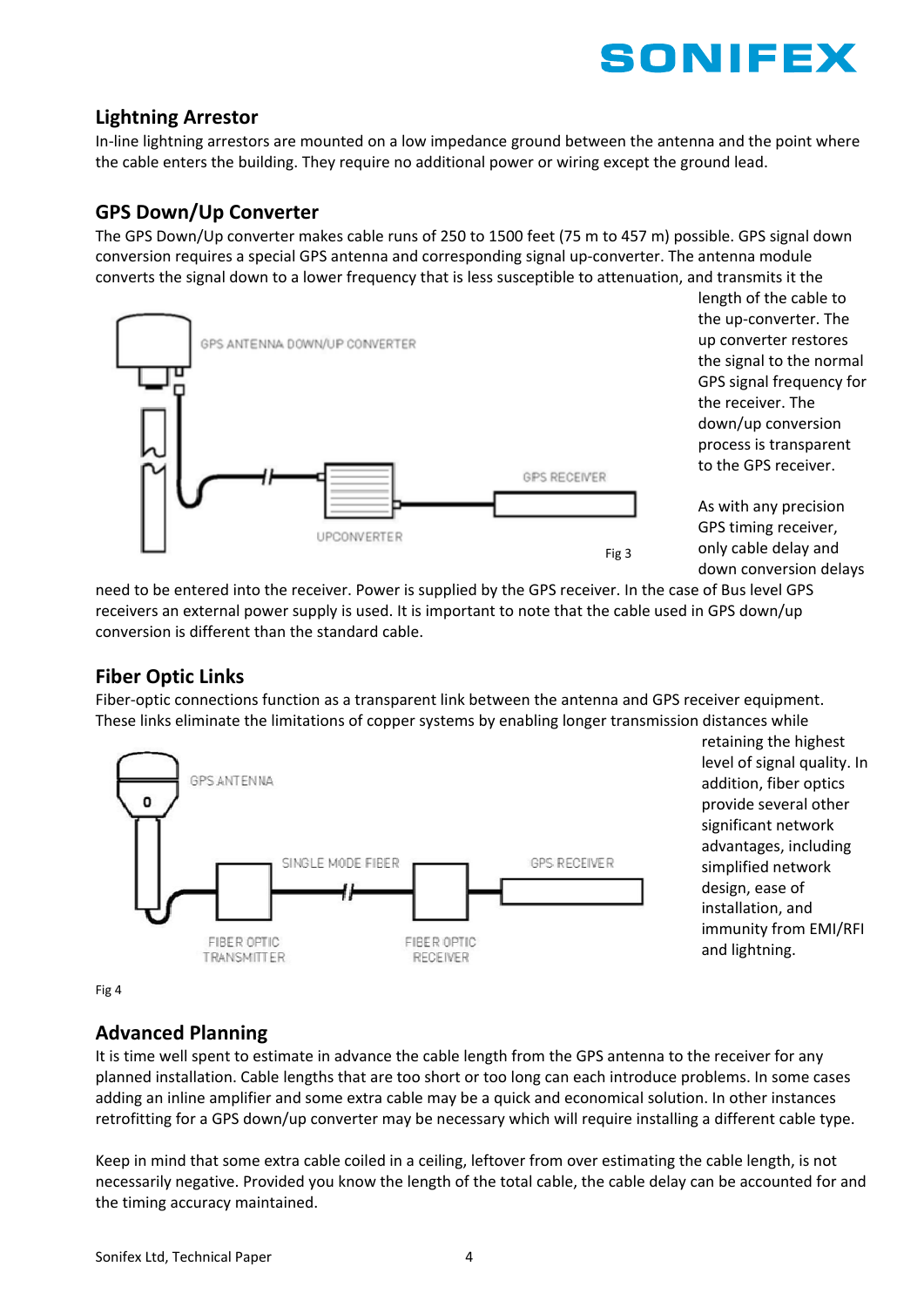## Lightning Arrestor

In-line lightning arrestors are mounted on a low impedance ground between the antenna and the point where the cable enters the building. They require no additional power or wiring except the ground lead.

## GPS Down/Up Converter

The GPS Down/Up converter makes cable runs of 250 to 1500 feet (75 m to 457 m) possible. GPS signal down conversion requires a special GPS antenna and corresponding signal up-converter. The antenna module converts the signal down to a lower frequency that is less susceptible to attenuation, and transmits it the length of the cable to the up-converter. The up converter restores the signal to the normal GPS signal frequency for the receiver. The down/up conversion process is transparent to the GPS receiver.

Fig 3

As with any precision GPS timing receiver, only cable delay and down conversion delays need to be entered into the receiver. Power is supplied by the GPS receiver. In the case of Bus level GPS receivers an external power supply is used. It is important to note that the cable used in GPS down/up conversion is different than the standard cable.

## Fiber Optic Links

Fiber-optic connections function as a transparent link between the antenna and GPS receiver equipment. These links eliminate the limitations of copper systems by enabling longer transmission distances while retaining the highest level of signal quality. In addition, fiber optics provide several other significant network advantages, including simplified network design, ease of installation, and immunity from EMI/RFI and lightning.

Fig 4

## Advanced Planning

It is time well spent to estimate in advance the cable length from the GPS antenna to the receiver for any planned installation. Cable lengths that are too short or too long can each introduce problems. In some cases adding an inline amplifier and some extra cable may be a quick and economical solution. In other instances retrofitting for a GPS down/up converter may be necessary which will require installing a different cable type.

Keep in mind that some extra cable coiled in a ceiling, leftover from over estimating the cable length, is not necessarily negative. Provided you know the length of the total cable, the cable delay can be accounted for and the timing accuracy maintained.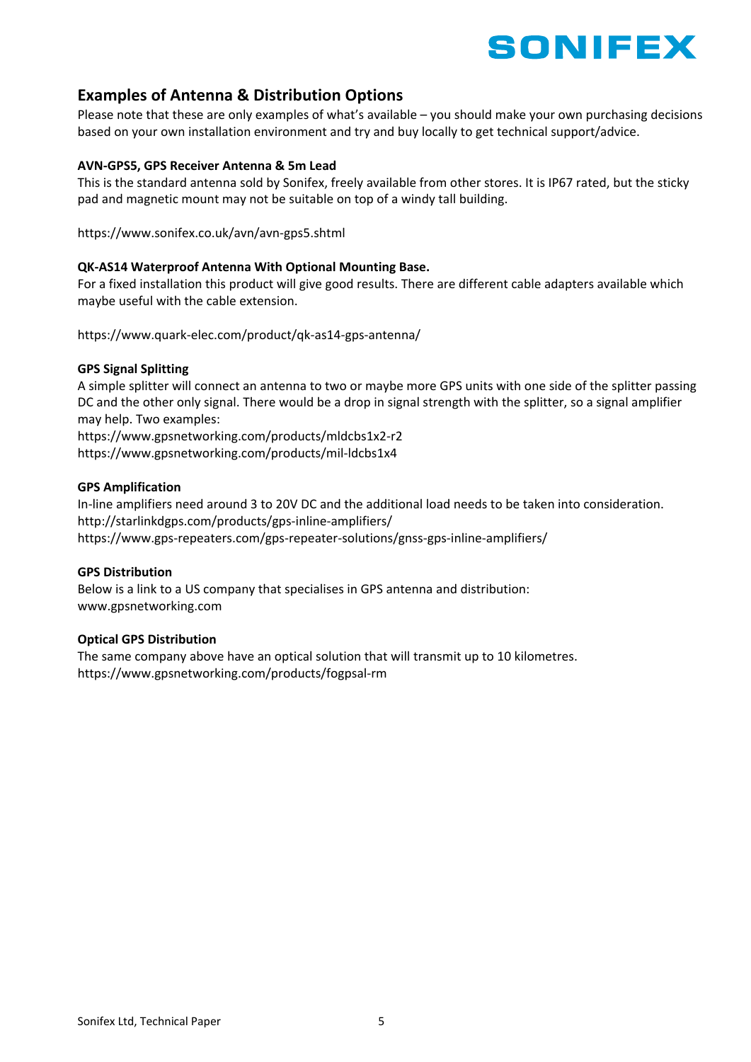## Examples of Antenna & Distribution Options

Please note that these are only examples of what's available – you should make your own purchasing decisions based on your own installation environment and try and buy locally to get technical support/advice.

**AVN-GPS5, GPS Receiver Antenna & 5m Lead**

This is the standard antenna sold by Sonifex, freely available from other stores. It is IP67 rated, but the sticky pad and magnetic mount may not be suitable on top of a windy tall building.

https://www.sonifex.co.uk/avn/avn-gps5.shtml

**QK-AS14 Waterproof Antenna With Optional Mounting Base.**

For a fixed installation this product will give good results. There are different cable adapters available which maybe useful with the cable extension.

https://www.quark-elec.com/product/qk-as14-gps-antenna/

**GPS Signal Splitting**

A simple splitter will connect an antenna to two or maybe more GPS units with one side of the splitter passing DC and the other only signal. There would be a drop in signal strength with the splitter, so a signal amplifier may help. Two examples:
https://www.gpsnetworking.com/products/mldcbs1x2-r2
https://www.gpsnetworking.com/products/mil-ldcbs1x4

**GPS Amplification**

In-line amplifiers need around 3 to 20V DC and the additional load needs to be taken into consideration.
http://starlinkdgps.com/products/gps-inline-amplifiers/
https://www.gps-repeaters.com/gps-repeater-solutions/gnss-gps-inline-amplifiers/

**GPS Distribution**

Below is a link to a US company that specialises in GPS antenna and distribution:
www.gpsnetworking.com

**Optical GPS Distribution**

The same company above have an optical solution that will transmit up to 10 kilometres.
https://www.gpsnetworking.com/products/fogpsal-rm